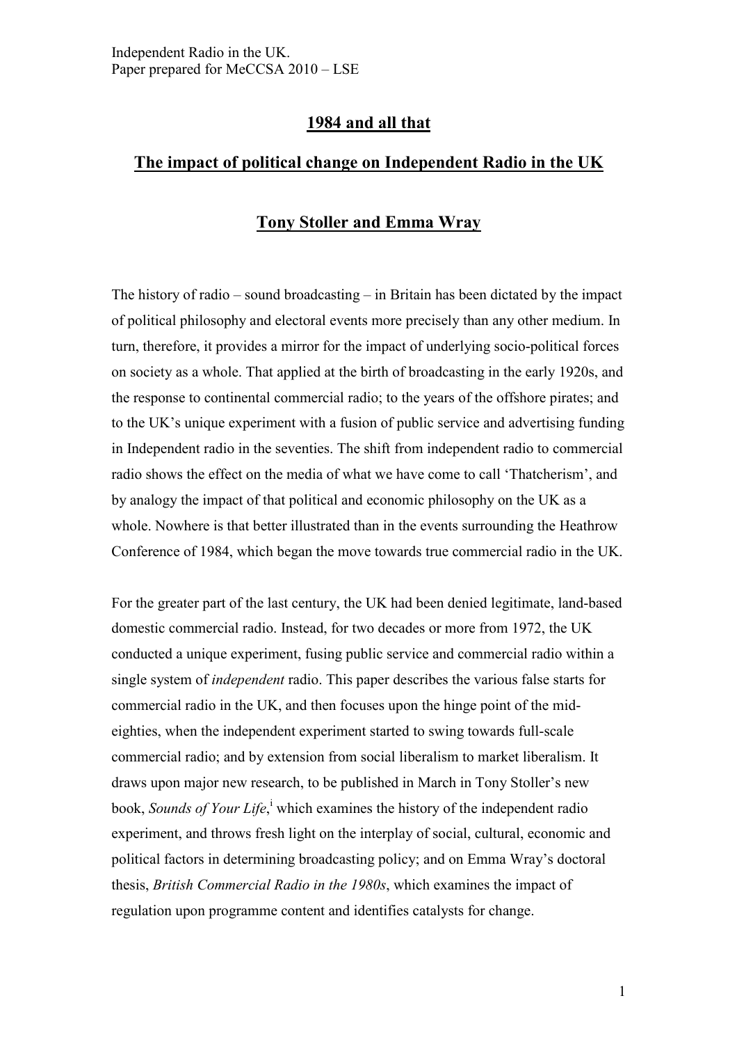# 1984 and all that

## The impact of political change on Independent Radio in the UK

### Tony Stoller and Emma Wray

The history of radio – sound broadcasting – in Britain has been dictated by the impact of political philosophy and electoral events more precisely than any other medium. In turn, therefore, it provides a mirror for the impact of underlying socio-political forces on society as a whole. That applied at the birth of broadcasting in the early 1920s, and the response to continental commercial radio; to the years of the offshore pirates; and to the UK's unique experiment with a fusion of public service and advertising funding in Independent radio in the seventies. The shift from independent radio to commercial radio shows the effect on the media of what we have come to call 'Thatcherism', and by analogy the impact of that political and economic philosophy on the UK as a whole. Nowhere is that better illustrated than in the events surrounding the Heathrow Conference of 1984, which began the move towards true commercial radio in the UK.

For the greater part of the last century, the UK had been denied legitimate, land-based domestic commercial radio. Instead, for two decades or more from 1972, the UK conducted a unique experiment, fusing public service and commercial radio within a single system of *independent* radio. This paper describes the various false starts for commercial radio in the UK, and then focuses upon the hinge point of the mid-eighties, when the independent experiment started to swing towards full-scale commercial radio; and by extension from social liberalism to market liberalism. It draws upon major new research, to be published in March in Tony Stoller's new book, *Sounds of Your Life*,[i] which examines the history of the independent radio experiment, and throws fresh light on the interplay of social, cultural, economic and political factors in determining broadcasting policy; and on Emma Wray's doctoral thesis, *British Commercial Radio in the 1980s*, which examines the impact of regulation upon programme content and identifies catalysts for change.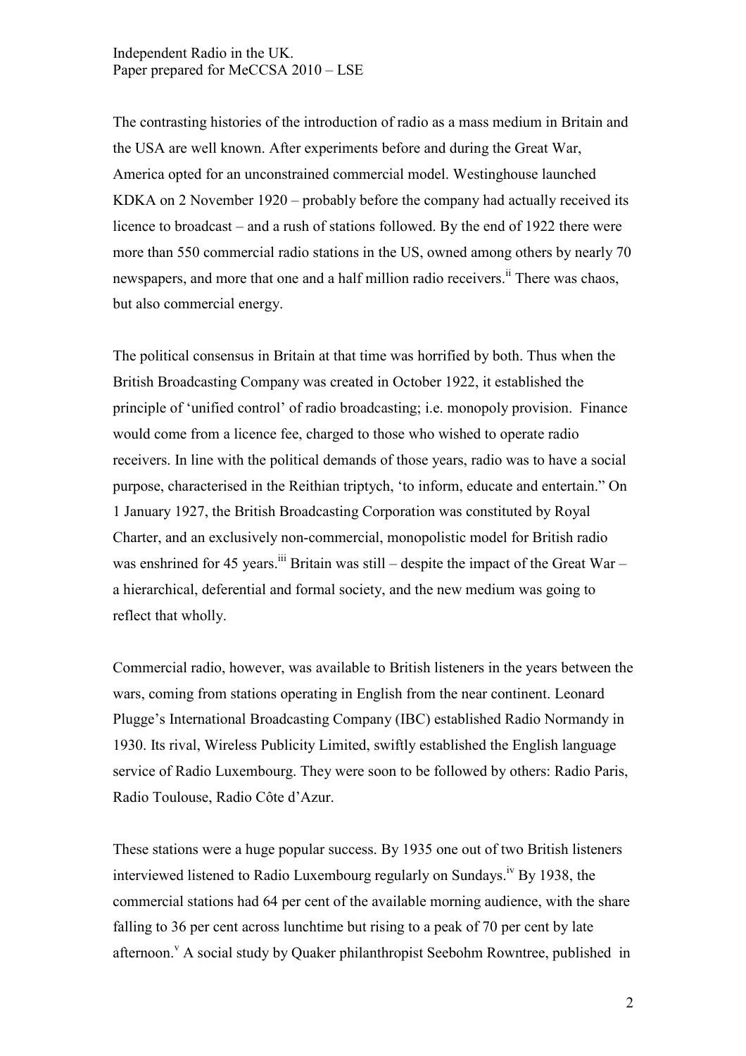The contrasting histories of the introduction of radio as a mass medium in Britain and the USA are well known. After experiments before and during the Great War, America opted for an unconstrained commercial model. Westinghouse launched KDKA on 2 November 1920 – probably before the company had actually received its licence to broadcast – and a rush of stations followed. By the end of 1922 there were more than 550 commercial radio stations in the US, owned among others by nearly 70 newspapers, and more that one and a half million radio receivers.[ii] There was chaos, but also commercial energy.

The political consensus in Britain at that time was horrified by both. Thus when the British Broadcasting Company was created in October 1922, it established the principle of 'unified control' of radio broadcasting; i.e. monopoly provision. Finance would come from a licence fee, charged to those who wished to operate radio receivers. In line with the political demands of those years, radio was to have a social purpose, characterised in the Reithian triptych, 'to inform, educate and entertain." On 1 January 1927, the British Broadcasting Corporation was constituted by Royal Charter, and an exclusively non-commercial, monopolistic model for British radio was enshrined for 45 years.[iii] Britain was still – despite the impact of the Great War – a hierarchical, deferential and formal society, and the new medium was going to reflect that wholly.

Commercial radio, however, was available to British listeners in the years between the wars, coming from stations operating in English from the near continent. Leonard Plugge's International Broadcasting Company (IBC) established Radio Normandy in 1930. Its rival, Wireless Publicity Limited, swiftly established the English language service of Radio Luxembourg. They were soon to be followed by others: Radio Paris, Radio Toulouse, Radio Côte d'Azur.

These stations were a huge popular success. By 1935 one out of two British listeners interviewed listened to Radio Luxembourg regularly on Sundays.[iv] By 1938, the commercial stations had 64 per cent of the available morning audience, with the share falling to 36 per cent across lunchtime but rising to a peak of 70 per cent by late afternoon.[v] A social study by Quaker philanthropist Seebohm Rowntree, published in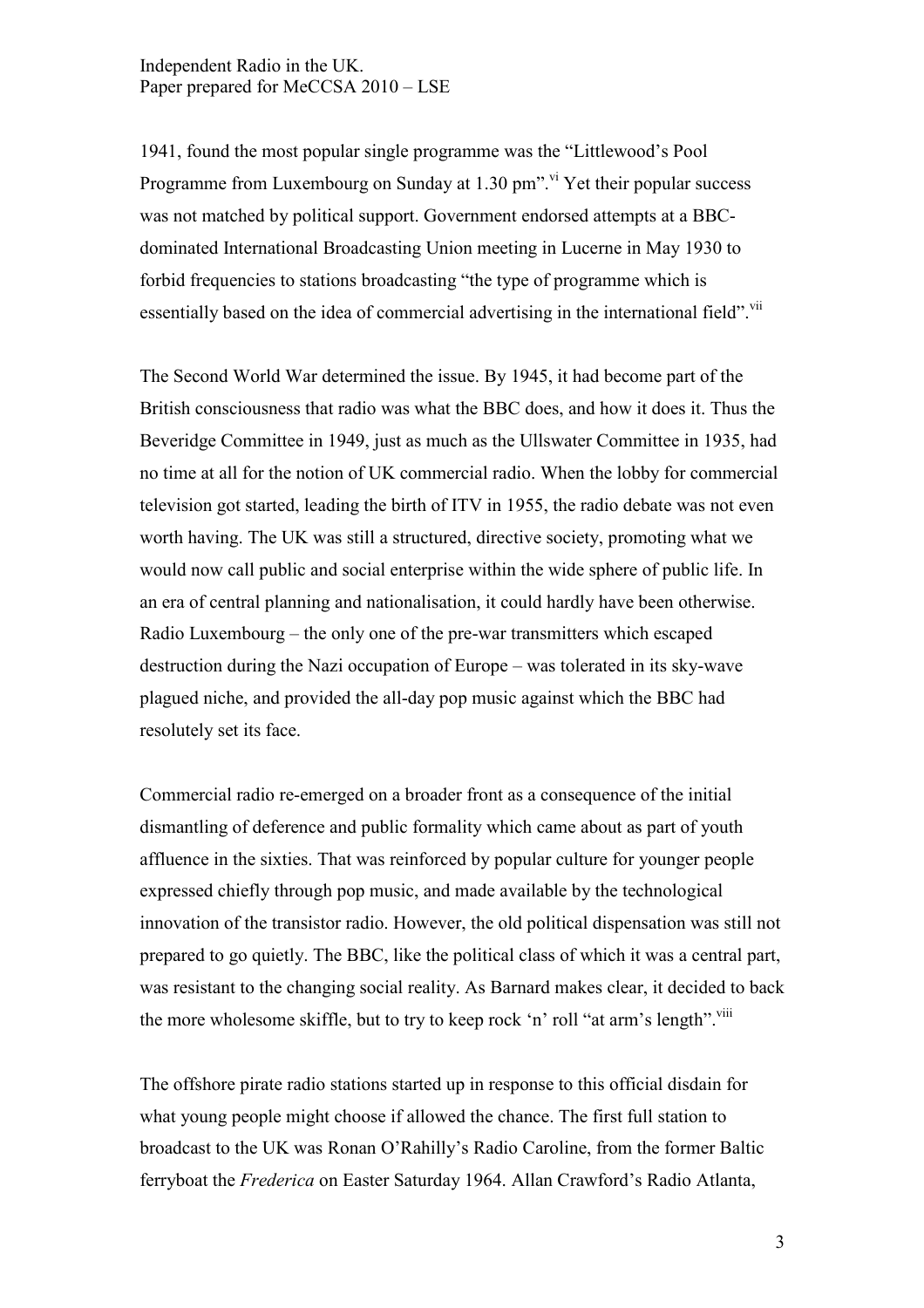1941, found the most popular single programme was the "Littlewood's Pool Programme from Luxembourg on Sunday at 1.30 pm".[vi] Yet their popular success was not matched by political support. Government endorsed attempts at a BBC-dominated International Broadcasting Union meeting in Lucerne in May 1930 to forbid frequencies to stations broadcasting "the type of programme which is essentially based on the idea of commercial advertising in the international field".[vii]

The Second World War determined the issue. By 1945, it had become part of the British consciousness that radio was what the BBC does, and how it does it. Thus the Beveridge Committee in 1949, just as much as the Ullswater Committee in 1935, had no time at all for the notion of UK commercial radio. When the lobby for commercial television got started, leading the birth of ITV in 1955, the radio debate was not even worth having. The UK was still a structured, directive society, promoting what we would now call public and social enterprise within the wide sphere of public life. In an era of central planning and nationalisation, it could hardly have been otherwise. Radio Luxembourg – the only one of the pre-war transmitters which escaped destruction during the Nazi occupation of Europe – was tolerated in its sky-wave plagued niche, and provided the all-day pop music against which the BBC had resolutely set its face.

Commercial radio re-emerged on a broader front as a consequence of the initial dismantling of deference and public formality which came about as part of youth affluence in the sixties. That was reinforced by popular culture for younger people expressed chiefly through pop music, and made available by the technological innovation of the transistor radio. However, the old political dispensation was still not prepared to go quietly. The BBC, like the political class of which it was a central part, was resistant to the changing social reality. As Barnard makes clear, it decided to back the more wholesome skiffle, but to try to keep rock 'n' roll "at arm's length".[viii]

The offshore pirate radio stations started up in response to this official disdain for what young people might choose if allowed the chance. The first full station to broadcast to the UK was Ronan O'Rahilly's Radio Caroline, from the former Baltic ferryboat the *Frederica* on Easter Saturday 1964. Allan Crawford's Radio Atlanta,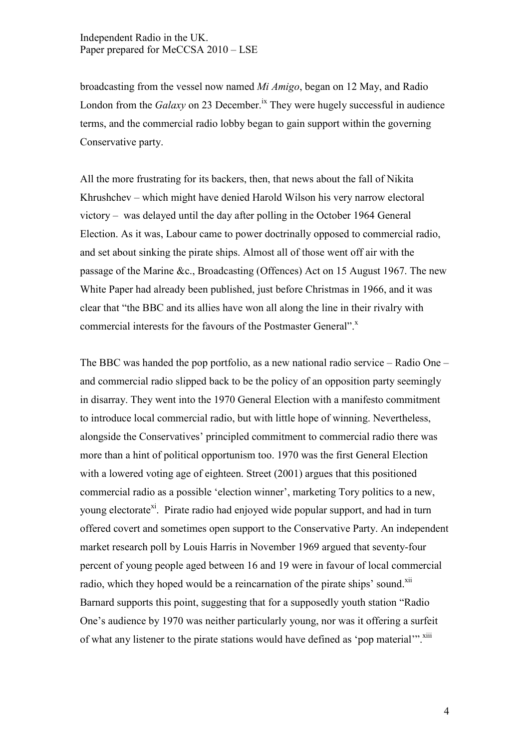broadcasting from the vessel now named *Mi Amigo*, began on 12 May, and Radio London from the *Galaxy* on 23 December.[ix] They were hugely successful in audience terms, and the commercial radio lobby began to gain support within the governing Conservative party.

All the more frustrating for its backers, then, that news about the fall of Nikita Khrushchev – which might have denied Harold Wilson his very narrow electoral victory – was delayed until the day after polling in the October 1964 General Election. As it was, Labour came to power doctrinally opposed to commercial radio, and set about sinking the pirate ships. Almost all of those went off air with the passage of the Marine &c., Broadcasting (Offences) Act on 15 August 1967. The new White Paper had already been published, just before Christmas in 1966, and it was clear that "the BBC and its allies have won all along the line in their rivalry with commercial interests for the favours of the Postmaster General".[x]

The BBC was handed the pop portfolio, as a new national radio service – Radio One – and commercial radio slipped back to be the policy of an opposition party seemingly in disarray. They went into the 1970 General Election with a manifesto commitment to introduce local commercial radio, but with little hope of winning. Nevertheless, alongside the Conservatives' principled commitment to commercial radio there was more than a hint of political opportunism too. 1970 was the first General Election with a lowered voting age of eighteen. Street (2001) argues that this positioned commercial radio as a possible 'election winner', marketing Tory politics to a new, young electorate[xi]. Pirate radio had enjoyed wide popular support, and had in turn offered covert and sometimes open support to the Conservative Party. An independent market research poll by Louis Harris in November 1969 argued that seventy-four percent of young people aged between 16 and 19 were in favour of local commercial radio, which they hoped would be a reincarnation of the pirate ships' sound.[xii] Barnard supports this point, suggesting that for a supposedly youth station "Radio One's audience by 1970 was neither particularly young, nor was it offering a surfeit of what any listener to the pirate stations would have defined as 'pop material'".[xiii]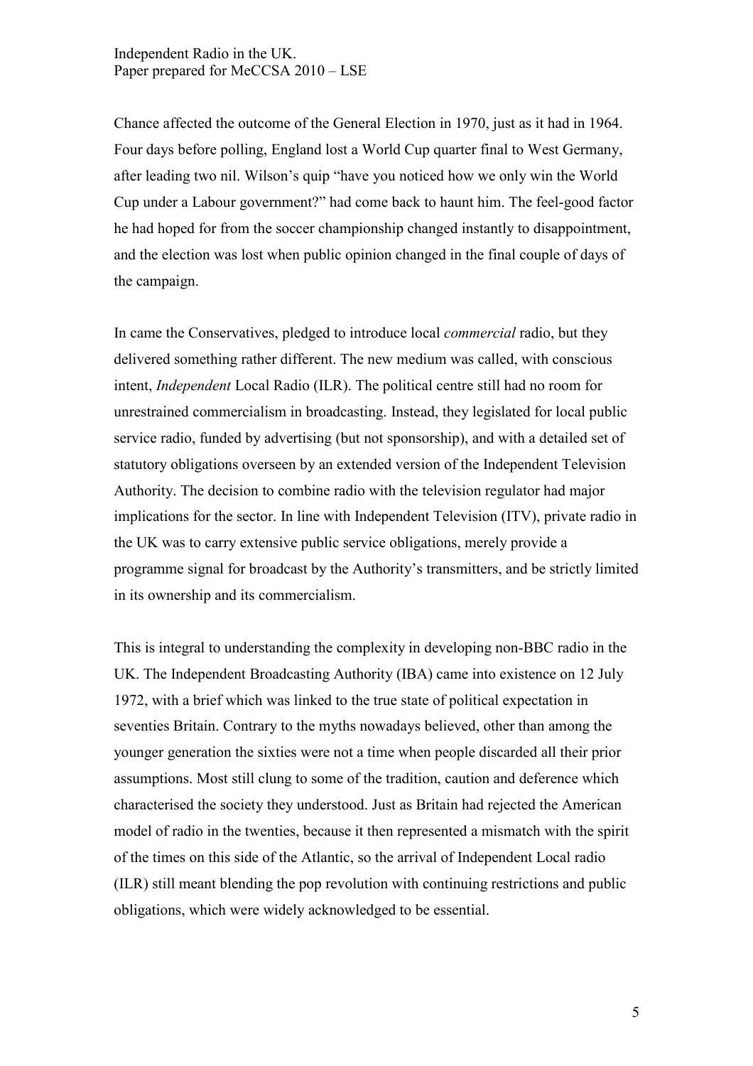Chance affected the outcome of the General Election in 1970, just as it had in 1964. Four days before polling, England lost a World Cup quarter final to West Germany, after leading two nil. Wilson's quip "have you noticed how we only win the World Cup under a Labour government?" had come back to haunt him. The feel-good factor he had hoped for from the soccer championship changed instantly to disappointment, and the election was lost when public opinion changed in the final couple of days of the campaign.

In came the Conservatives, pledged to introduce local *commercial* radio, but they delivered something rather different. The new medium was called, with conscious intent, *Independent* Local Radio (ILR). The political centre still had no room for unrestrained commercialism in broadcasting. Instead, they legislated for local public service radio, funded by advertising (but not sponsorship), and with a detailed set of statutory obligations overseen by an extended version of the Independent Television Authority. The decision to combine radio with the television regulator had major implications for the sector. In line with Independent Television (ITV), private radio in the UK was to carry extensive public service obligations, merely provide a programme signal for broadcast by the Authority's transmitters, and be strictly limited in its ownership and its commercialism.

This is integral to understanding the complexity in developing non-BBC radio in the UK. The Independent Broadcasting Authority (IBA) came into existence on 12 July 1972, with a brief which was linked to the true state of political expectation in seventies Britain. Contrary to the myths nowadays believed, other than among the younger generation the sixties were not a time when people discarded all their prior assumptions. Most still clung to some of the tradition, caution and deference which characterised the society they understood. Just as Britain had rejected the American model of radio in the twenties, because it then represented a mismatch with the spirit of the times on this side of the Atlantic, so the arrival of Independent Local radio (ILR) still meant blending the pop revolution with continuing restrictions and public obligations, which were widely acknowledged to be essential.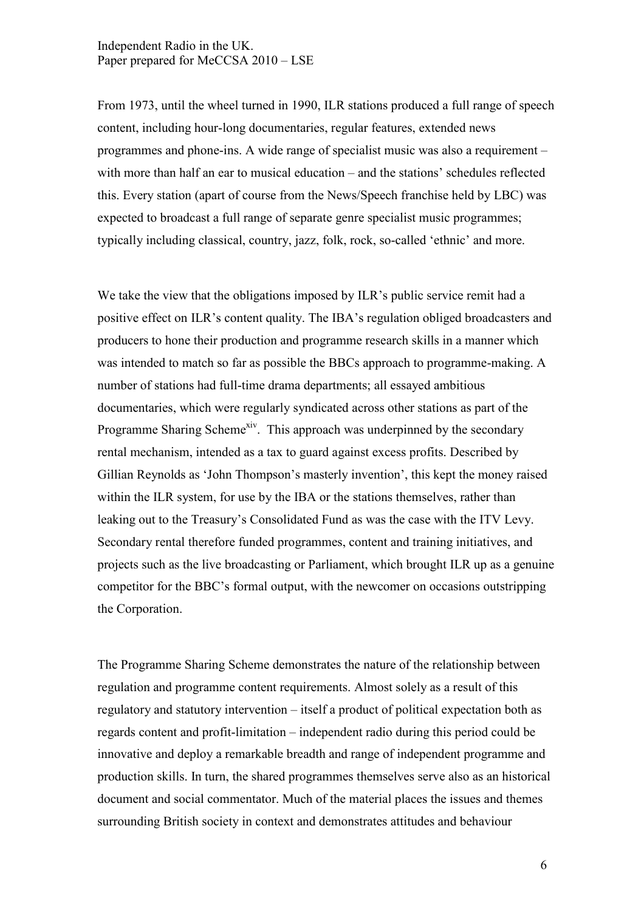From 1973, until the wheel turned in 1990, ILR stations produced a full range of speech content, including hour-long documentaries, regular features, extended news programmes and phone-ins. A wide range of specialist music was also a requirement – with more than half an ear to musical education – and the stations' schedules reflected this. Every station (apart of course from the News/Speech franchise held by LBC) was expected to broadcast a full range of separate genre specialist music programmes; typically including classical, country, jazz, folk, rock, so-called 'ethnic' and more.

We take the view that the obligations imposed by ILR's public service remit had a positive effect on ILR's content quality. The IBA's regulation obliged broadcasters and producers to hone their production and programme research skills in a manner which was intended to match so far as possible the BBCs approach to programme-making. A number of stations had full-time drama departments; all essayed ambitious documentaries, which were regularly syndicated across other stations as part of the Programme Sharing Scheme[xiv]. This approach was underpinned by the secondary rental mechanism, intended as a tax to guard against excess profits. Described by Gillian Reynolds as 'John Thompson's masterly invention', this kept the money raised within the ILR system, for use by the IBA or the stations themselves, rather than leaking out to the Treasury's Consolidated Fund as was the case with the ITV Levy. Secondary rental therefore funded programmes, content and training initiatives, and projects such as the live broadcasting or Parliament, which brought ILR up as a genuine competitor for the BBC's formal output, with the newcomer on occasions outstripping the Corporation.

The Programme Sharing Scheme demonstrates the nature of the relationship between regulation and programme content requirements. Almost solely as a result of this regulatory and statutory intervention – itself a product of political expectation both as regards content and profit-limitation – independent radio during this period could be innovative and deploy a remarkable breadth and range of independent programme and production skills. In turn, the shared programmes themselves serve also as an historical document and social commentator. Much of the material places the issues and themes surrounding British society in context and demonstrates attitudes and behaviour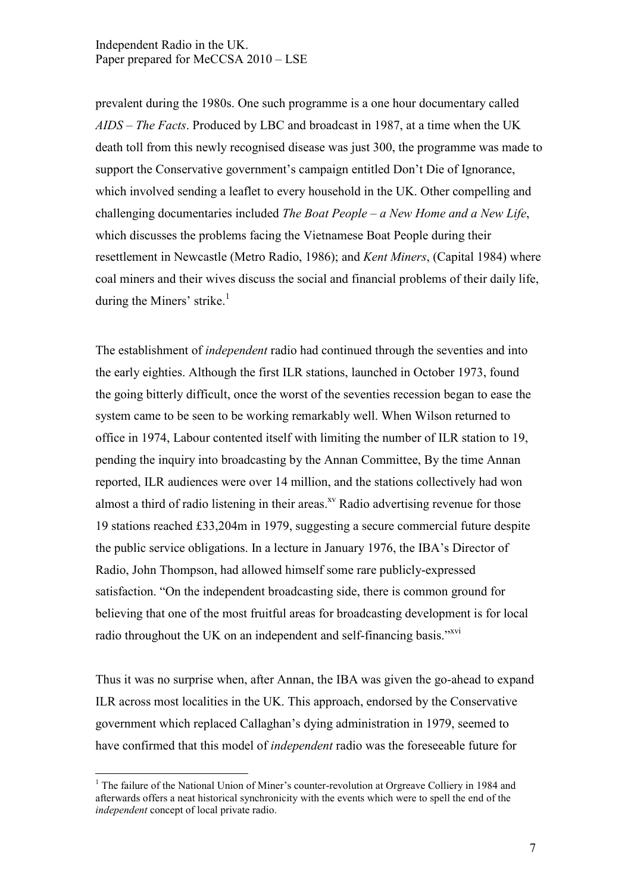prevalent during the 1980s. One such programme is a one hour documentary called *AIDS – The Facts*. Produced by LBC and broadcast in 1987, at a time when the UK death toll from this newly recognised disease was just 300, the programme was made to support the Conservative government's campaign entitled Don't Die of Ignorance, which involved sending a leaflet to every household in the UK. Other compelling and challenging documentaries included *The Boat People – a New Home and a New Life*, which discusses the problems facing the Vietnamese Boat People during their resettlement in Newcastle (Metro Radio, 1986); and *Kent Miners*, (Capital 1984) where coal miners and their wives discuss the social and financial problems of their daily life, during the Miners' strike.[1]

The establishment of *independent* radio had continued through the seventies and into the early eighties. Although the first ILR stations, launched in October 1973, found the going bitterly difficult, once the worst of the seventies recession began to ease the system came to be seen to be working remarkably well. When Wilson returned to office in 1974, Labour contented itself with limiting the number of ILR station to 19, pending the inquiry into broadcasting by the Annan Committee, By the time Annan reported, ILR audiences were over 14 million, and the stations collectively had won almost a third of radio listening in their areas.[xv] Radio advertising revenue for those 19 stations reached £33,204m in 1979, suggesting a secure commercial future despite the public service obligations. In a lecture in January 1976, the IBA's Director of Radio, John Thompson, had allowed himself some rare publicly-expressed satisfaction. "On the independent broadcasting side, there is common ground for believing that one of the most fruitful areas for broadcasting development is for local radio throughout the UK on an independent and self-financing basis."[xvi]

Thus it was no surprise when, after Annan, the IBA was given the go-ahead to expand ILR across most localities in the UK. This approach, endorsed by the Conservative government which replaced Callaghan's dying administration in 1979, seemed to have confirmed that this model of *independent* radio was the foreseeable future for

---

[1] The failure of the National Union of Miner's counter-revolution at Orgreave Colliery in 1984 and afterwards offers a neat historical synchronicity with the events which were to spell the end of the *independent* concept of local private radio.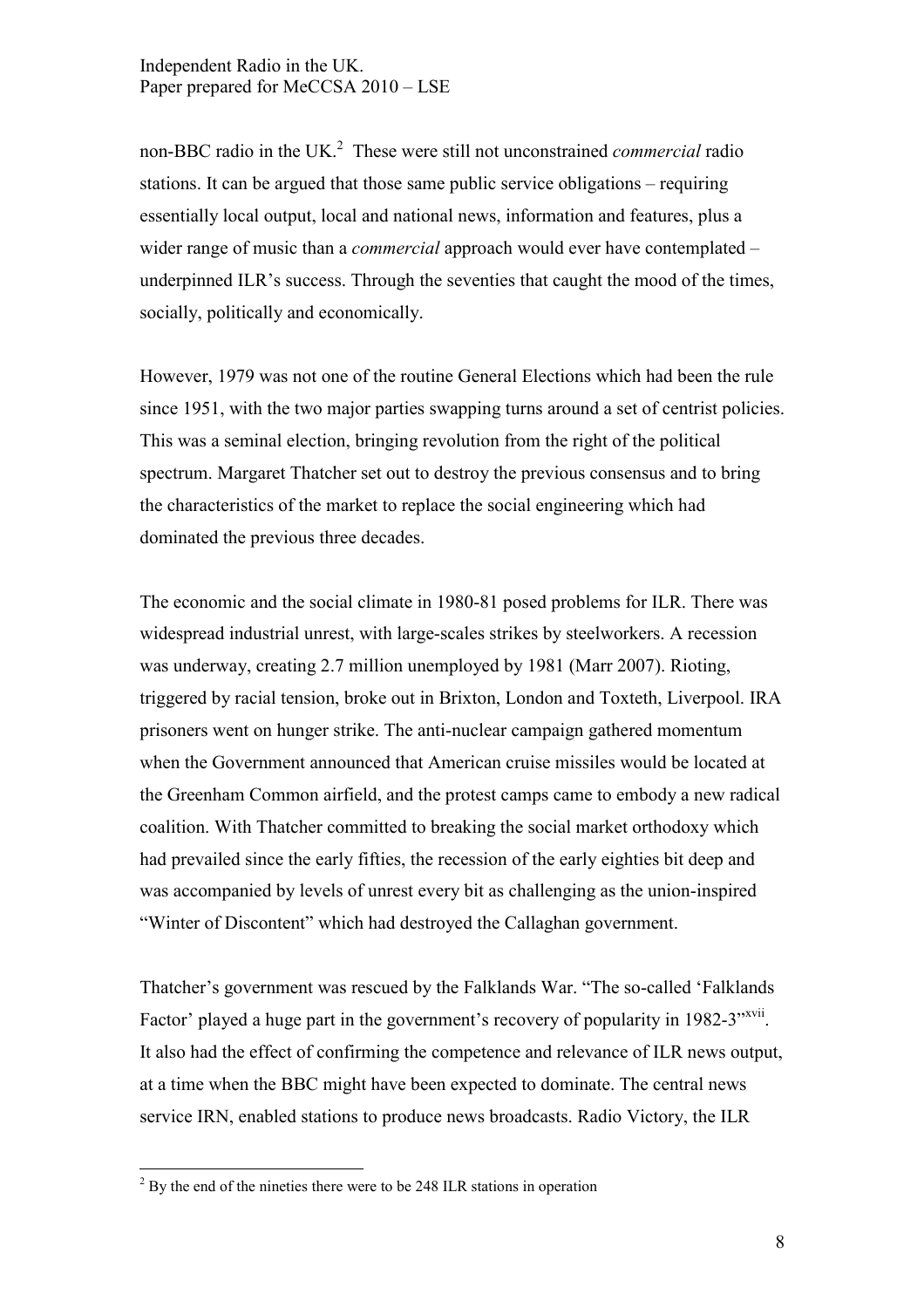non-BBC radio in the UK.[2] These were still not unconstrained *commercial* radio stations. It can be argued that those same public service obligations – requiring essentially local output, local and national news, information and features, plus a wider range of music than a *commercial* approach would ever have contemplated – underpinned ILR's success. Through the seventies that caught the mood of the times, socially, politically and economically.

However, 1979 was not one of the routine General Elections which had been the rule since 1951, with the two major parties swapping turns around a set of centrist policies. This was a seminal election, bringing revolution from the right of the political spectrum. Margaret Thatcher set out to destroy the previous consensus and to bring the characteristics of the market to replace the social engineering which had dominated the previous three decades.

The economic and the social climate in 1980-81 posed problems for ILR. There was widespread industrial unrest, with large-scales strikes by steelworkers. A recession was underway, creating 2.7 million unemployed by 1981 (Marr 2007). Rioting, triggered by racial tension, broke out in Brixton, London and Toxteth, Liverpool. IRA prisoners went on hunger strike. The anti-nuclear campaign gathered momentum when the Government announced that American cruise missiles would be located at the Greenham Common airfield, and the protest camps came to embody a new radical coalition. With Thatcher committed to breaking the social market orthodoxy which had prevailed since the early fifties, the recession of the early eighties bit deep and was accompanied by levels of unrest every bit as challenging as the union-inspired "Winter of Discontent" which had destroyed the Callaghan government.

Thatcher's government was rescued by the Falklands War. "The so-called 'Falklands Factor' played a huge part in the government's recovery of popularity in 1982-3"[xvii]. It also had the effect of confirming the competence and relevance of ILR news output, at a time when the BBC might have been expected to dominate. The central news service IRN, enabled stations to produce news broadcasts. Radio Victory, the ILR

[2] By the end of the nineties there were to be 248 ILR stations in operation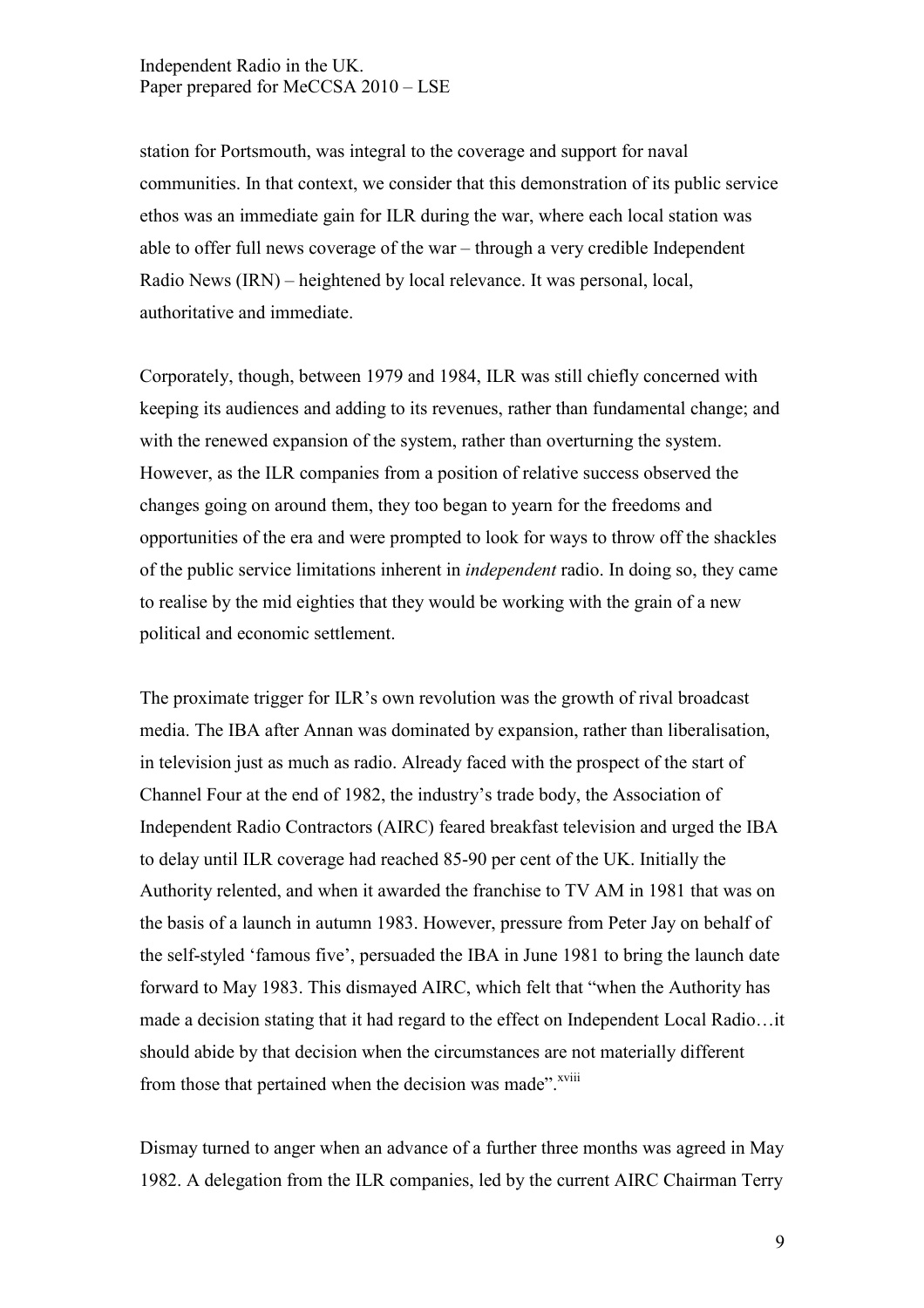station for Portsmouth, was integral to the coverage and support for naval communities. In that context, we consider that this demonstration of its public service ethos was an immediate gain for ILR during the war, where each local station was able to offer full news coverage of the war – through a very credible Independent Radio News (IRN) – heightened by local relevance. It was personal, local, authoritative and immediate.

Corporately, though, between 1979 and 1984, ILR was still chiefly concerned with keeping its audiences and adding to its revenues, rather than fundamental change; and with the renewed expansion of the system, rather than overturning the system. However, as the ILR companies from a position of relative success observed the changes going on around them, they too began to yearn for the freedoms and opportunities of the era and were prompted to look for ways to throw off the shackles of the public service limitations inherent in *independent* radio. In doing so, they came to realise by the mid eighties that they would be working with the grain of a new political and economic settlement.

The proximate trigger for ILR's own revolution was the growth of rival broadcast media. The IBA after Annan was dominated by expansion, rather than liberalisation, in television just as much as radio. Already faced with the prospect of the start of Channel Four at the end of 1982, the industry's trade body, the Association of Independent Radio Contractors (AIRC) feared breakfast television and urged the IBA to delay until ILR coverage had reached 85-90 per cent of the UK. Initially the Authority relented, and when it awarded the franchise to TV AM in 1981 that was on the basis of a launch in autumn 1983. However, pressure from Peter Jay on behalf of the self-styled 'famous five', persuaded the IBA in June 1981 to bring the launch date forward to May 1983. This dismayed AIRC, which felt that "when the Authority has made a decision stating that it had regard to the effect on Independent Local Radio…it should abide by that decision when the circumstances are not materially different from those that pertained when the decision was made".[xviii]

Dismay turned to anger when an advance of a further three months was agreed in May 1982. A delegation from the ILR companies, led by the current AIRC Chairman Terry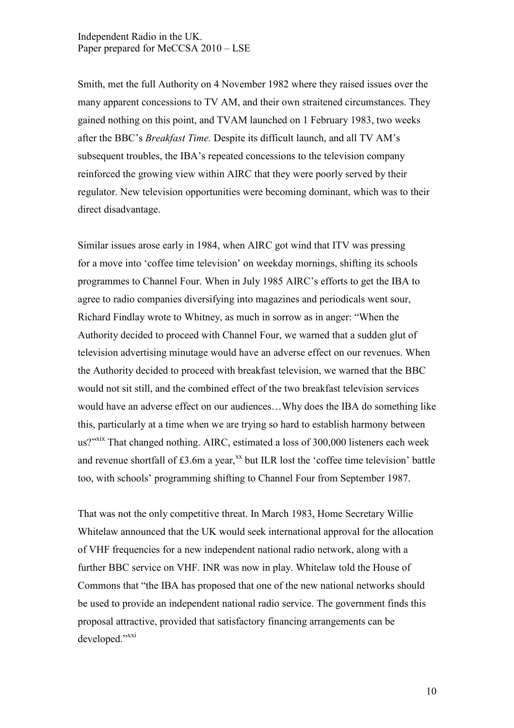Smith, met the full Authority on 4 November 1982 where they raised issues over the many apparent concessions to TV AM, and their own straitened circumstances. They gained nothing on this point, and TVAM launched on 1 February 1983, two weeks after the BBC's *Breakfast Time.* Despite its difficult launch, and all TV AM's subsequent troubles, the IBA's repeated concessions to the television company reinforced the growing view within AIRC that they were poorly served by their regulator. New television opportunities were becoming dominant, which was to their direct disadvantage.

Similar issues arose early in 1984, when AIRC got wind that ITV was pressing for a move into 'coffee time television' on weekday mornings, shifting its schools programmes to Channel Four. When in July 1985 AIRC's efforts to get the IBA to agree to radio companies diversifying into magazines and periodicals went sour, Richard Findlay wrote to Whitney, as much in sorrow as in anger: "When the Authority decided to proceed with Channel Four, we warned that a sudden glut of television advertising minutage would have an adverse effect on our revenues. When the Authority decided to proceed with breakfast television, we warned that the BBC would not sit still, and the combined effect of the two breakfast television services would have an adverse effect on our audiences…Why does the IBA do something like this, particularly at a time when we are trying so hard to establish harmony between us?"[xix] That changed nothing. AIRC, estimated a loss of 300,000 listeners each week and revenue shortfall of £3.6m a year,[xx] but ILR lost the 'coffee time television' battle too, with schools' programming shifting to Channel Four from September 1987.

That was not the only competitive threat. In March 1983, Home Secretary Willie Whitelaw announced that the UK would seek international approval for the allocation of VHF frequencies for a new independent national radio network, along with a further BBC service on VHF. INR was now in play. Whitelaw told the House of Commons that "the IBA has proposed that one of the new national networks should be used to provide an independent national radio service. The government finds this proposal attractive, provided that satisfactory financing arrangements can be developed."[xxi]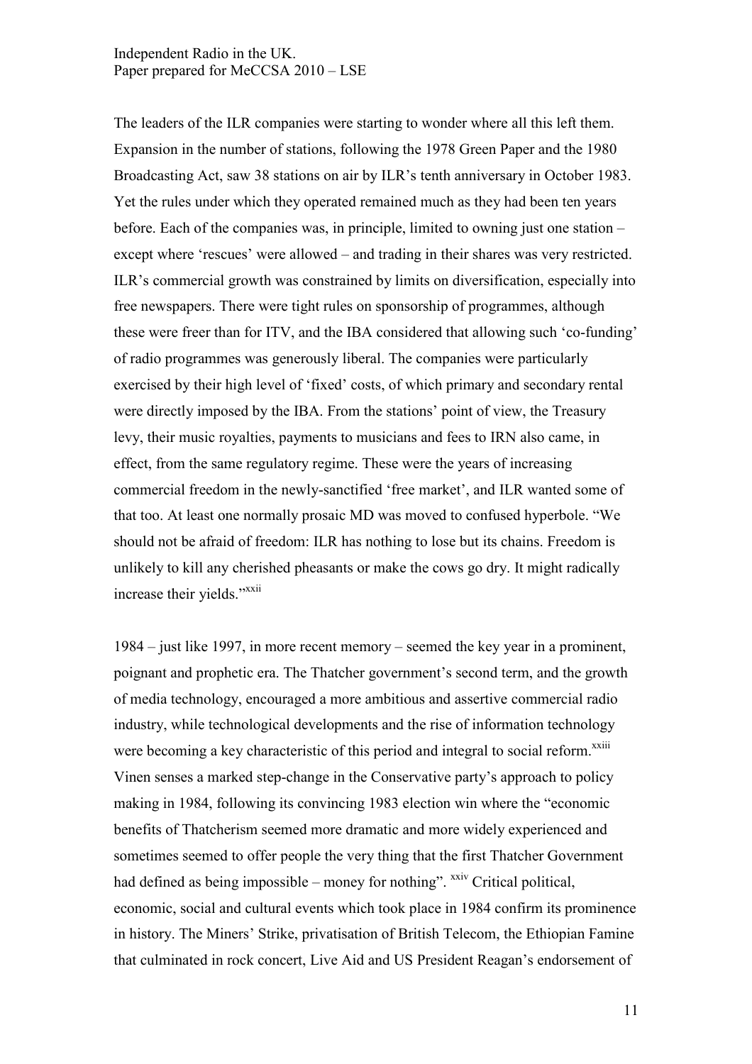The leaders of the ILR companies were starting to wonder where all this left them. Expansion in the number of stations, following the 1978 Green Paper and the 1980 Broadcasting Act, saw 38 stations on air by ILR's tenth anniversary in October 1983. Yet the rules under which they operated remained much as they had been ten years before. Each of the companies was, in principle, limited to owning just one station – except where 'rescues' were allowed – and trading in their shares was very restricted. ILR's commercial growth was constrained by limits on diversification, especially into free newspapers. There were tight rules on sponsorship of programmes, although these were freer than for ITV, and the IBA considered that allowing such 'co-funding' of radio programmes was generously liberal. The companies were particularly exercised by their high level of 'fixed' costs, of which primary and secondary rental were directly imposed by the IBA. From the stations' point of view, the Treasury levy, their music royalties, payments to musicians and fees to IRN also came, in effect, from the same regulatory regime. These were the years of increasing commercial freedom in the newly-sanctified 'free market', and ILR wanted some of that too. At least one normally prosaic MD was moved to confused hyperbole. "We should not be afraid of freedom: ILR has nothing to lose but its chains. Freedom is unlikely to kill any cherished pheasants or make the cows go dry. It might radically increase their yields."[xxii]

1984 – just like 1997, in more recent memory – seemed the key year in a prominent, poignant and prophetic era. The Thatcher government's second term, and the growth of media technology, encouraged a more ambitious and assertive commercial radio industry, while technological developments and the rise of information technology were becoming a key characteristic of this period and integral to social reform.[xxiii] Vinen senses a marked step-change in the Conservative party's approach to policy making in 1984, following its convincing 1983 election win where the "economic benefits of Thatcherism seemed more dramatic and more widely experienced and sometimes seemed to offer people the very thing that the first Thatcher Government had defined as being impossible – money for nothing". [xxiv] Critical political, economic, social and cultural events which took place in 1984 confirm its prominence in history. The Miners' Strike, privatisation of British Telecom, the Ethiopian Famine that culminated in rock concert, Live Aid and US President Reagan's endorsement of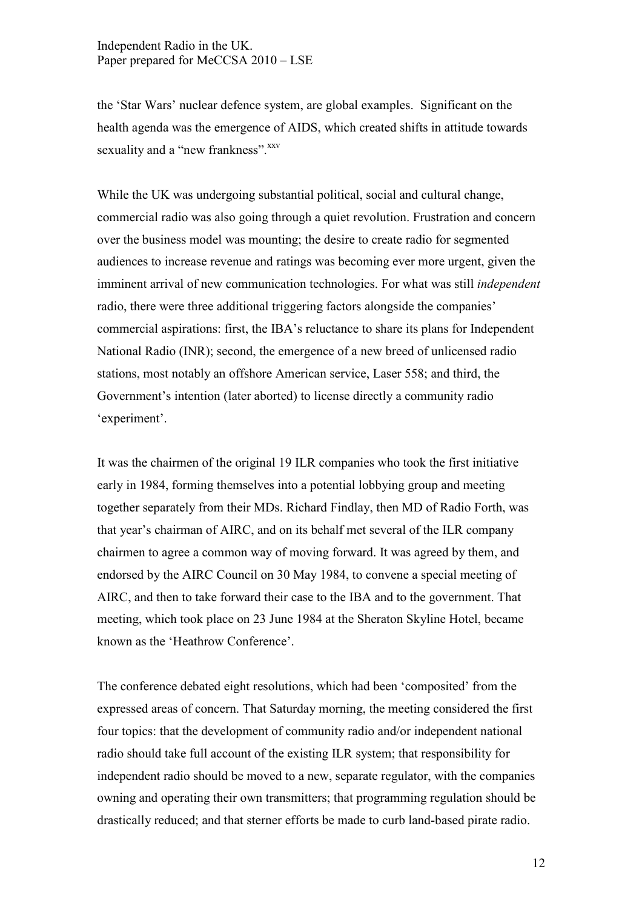the 'Star Wars' nuclear defence system, are global examples. Significant on the health agenda was the emergence of AIDS, which created shifts in attitude towards sexuality and a "new frankness".[xxv]

While the UK was undergoing substantial political, social and cultural change, commercial radio was also going through a quiet revolution. Frustration and concern over the business model was mounting; the desire to create radio for segmented audiences to increase revenue and ratings was becoming ever more urgent, given the imminent arrival of new communication technologies. For what was still *independent* radio, there were three additional triggering factors alongside the companies' commercial aspirations: first, the IBA's reluctance to share its plans for Independent National Radio (INR); second, the emergence of a new breed of unlicensed radio stations, most notably an offshore American service, Laser 558; and third, the Government's intention (later aborted) to license directly a community radio 'experiment'.

It was the chairmen of the original 19 ILR companies who took the first initiative early in 1984, forming themselves into a potential lobbying group and meeting together separately from their MDs. Richard Findlay, then MD of Radio Forth, was that year's chairman of AIRC, and on its behalf met several of the ILR company chairmen to agree a common way of moving forward. It was agreed by them, and endorsed by the AIRC Council on 30 May 1984, to convene a special meeting of AIRC, and then to take forward their case to the IBA and to the government. That meeting, which took place on 23 June 1984 at the Sheraton Skyline Hotel, became known as the 'Heathrow Conference'.

The conference debated eight resolutions, which had been 'composited' from the expressed areas of concern. That Saturday morning, the meeting considered the first four topics: that the development of community radio and/or independent national radio should take full account of the existing ILR system; that responsibility for independent radio should be moved to a new, separate regulator, with the companies owning and operating their own transmitters; that programming regulation should be drastically reduced; and that sterner efforts be made to curb land-based pirate radio.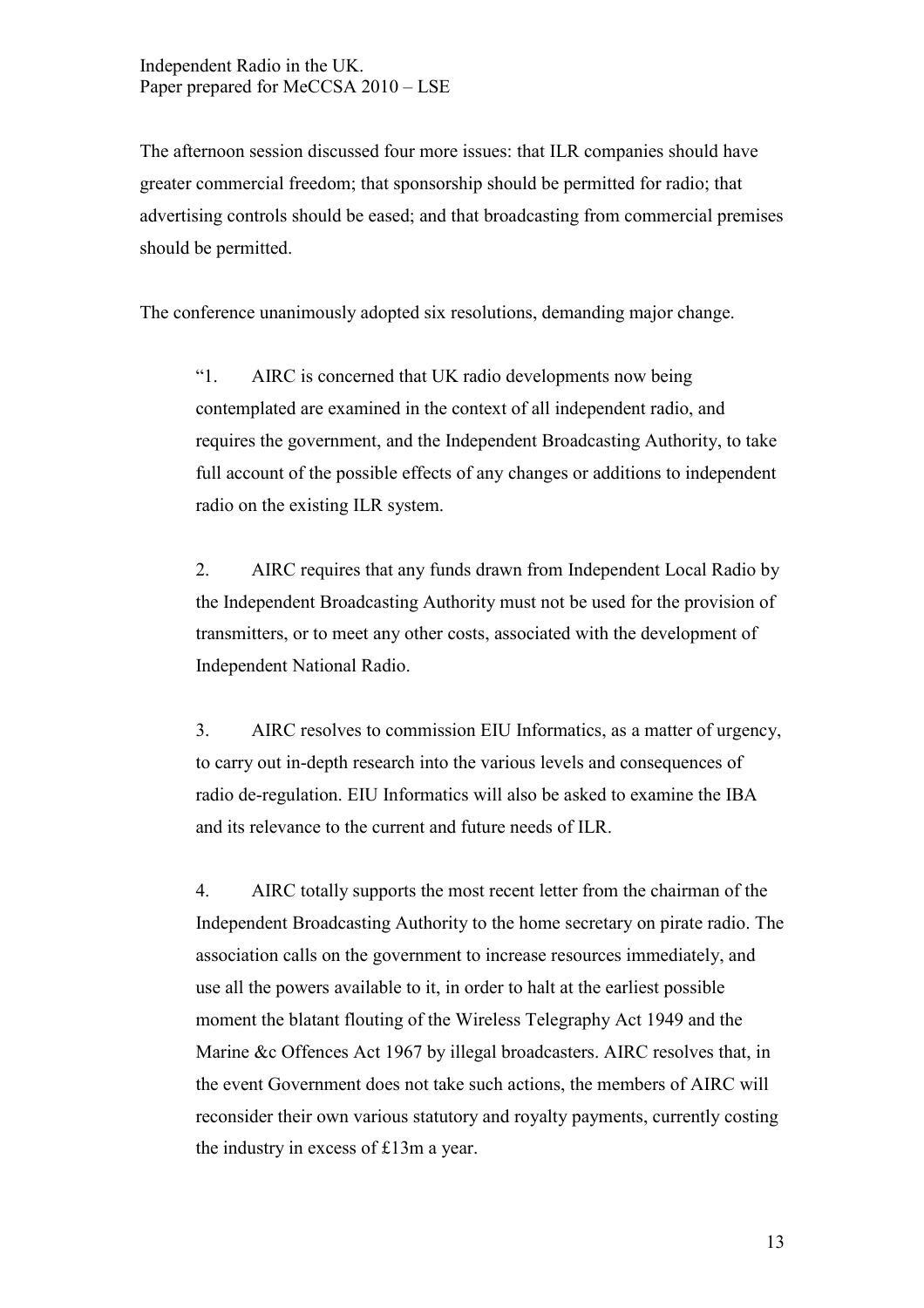The afternoon session discussed four more issues: that ILR companies should have greater commercial freedom; that sponsorship should be permitted for radio; that advertising controls should be eased; and that broadcasting from commercial premises should be permitted.

The conference unanimously adopted six resolutions, demanding major change.

> "1. AIRC is concerned that UK radio developments now being contemplated are examined in the context of all independent radio, and requires the government, and the Independent Broadcasting Authority, to take full account of the possible effects of any changes or additions to independent radio on the existing ILR system.
>
> 2. AIRC requires that any funds drawn from Independent Local Radio by the Independent Broadcasting Authority must not be used for the provision of transmitters, or to meet any other costs, associated with the development of Independent National Radio.
>
> 3. AIRC resolves to commission EIU Informatics, as a matter of urgency, to carry out in-depth research into the various levels and consequences of radio de-regulation. EIU Informatics will also be asked to examine the IBA and its relevance to the current and future needs of ILR.
>
> 4. AIRC totally supports the most recent letter from the chairman of the Independent Broadcasting Authority to the home secretary on pirate radio. The association calls on the government to increase resources immediately, and use all the powers available to it, in order to halt at the earliest possible moment the blatant flouting of the Wireless Telegraphy Act 1949 and the Marine &c Offences Act 1967 by illegal broadcasters. AIRC resolves that, in the event Government does not take such actions, the members of AIRC will reconsider their own various statutory and royalty payments, currently costing the industry in excess of £13m a year.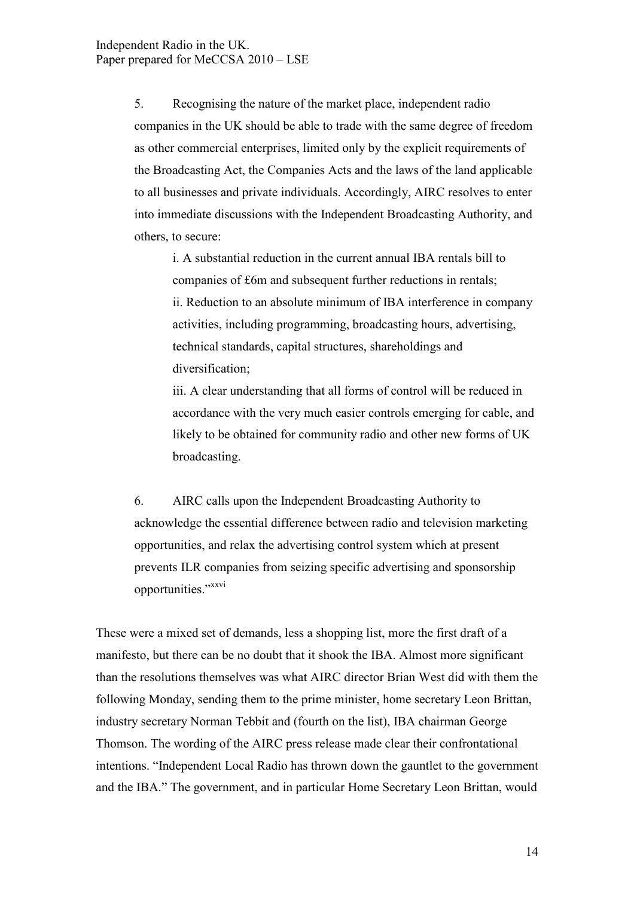> 5. Recognising the nature of the market place, independent radio companies in the UK should be able to trade with the same degree of freedom as other commercial enterprises, limited only by the explicit requirements of the Broadcasting Act, the Companies Acts and the laws of the land applicable to all businesses and private individuals. Accordingly, AIRC resolves to enter into immediate discussions with the Independent Broadcasting Authority, and others, to secure:
>
> i. A substantial reduction in the current annual IBA rentals bill to companies of £6m and subsequent further reductions in rentals;
> ii. Reduction to an absolute minimum of IBA interference in company activities, including programming, broadcasting hours, advertising, technical standards, capital structures, shareholdings and diversification;
> iii. A clear understanding that all forms of control will be reduced in accordance with the very much easier controls emerging for cable, and likely to be obtained for community radio and other new forms of UK broadcasting.
>
> 6. AIRC calls upon the Independent Broadcasting Authority to acknowledge the essential difference between radio and television marketing opportunities, and relax the advertising control system which at present prevents ILR companies from seizing specific advertising and sponsorship opportunities."[xxvi]

These were a mixed set of demands, less a shopping list, more the first draft of a manifesto, but there can be no doubt that it shook the IBA. Almost more significant than the resolutions themselves was what AIRC director Brian West did with them the following Monday, sending them to the prime minister, home secretary Leon Brittan, industry secretary Norman Tebbit and (fourth on the list), IBA chairman George Thomson. The wording of the AIRC press release made clear their confrontational intentions. "Independent Local Radio has thrown down the gauntlet to the government and the IBA." The government, and in particular Home Secretary Leon Brittan, would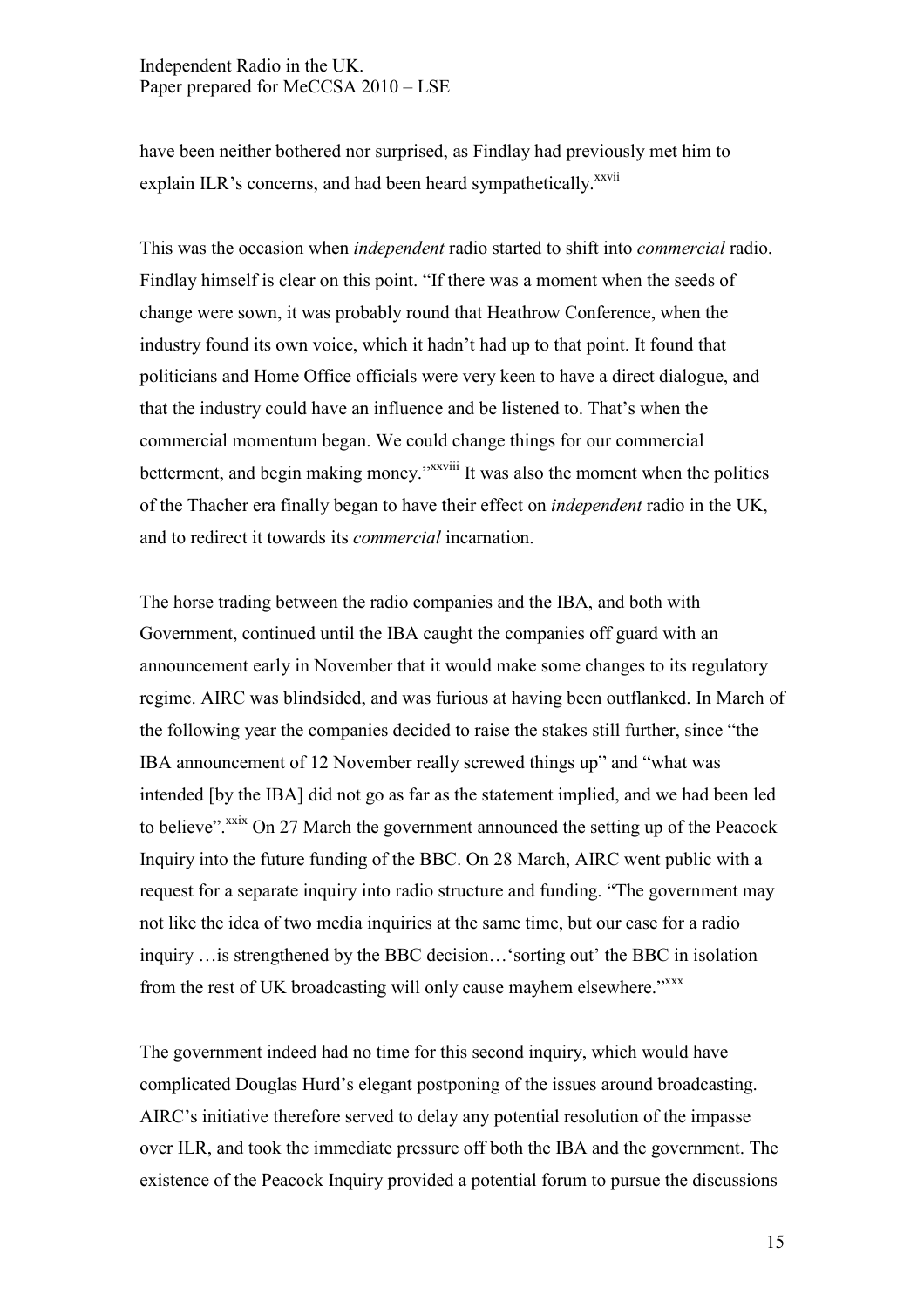have been neither bothered nor surprised, as Findlay had previously met him to explain ILR's concerns, and had been heard sympathetically.[xxvii]

This was the occasion when *independent* radio started to shift into *commercial* radio. Findlay himself is clear on this point. "If there was a moment when the seeds of change were sown, it was probably round that Heathrow Conference, when the industry found its own voice, which it hadn't had up to that point. It found that politicians and Home Office officials were very keen to have a direct dialogue, and that the industry could have an influence and be listened to. That's when the commercial momentum began. We could change things for our commercial betterment, and begin making money."[xxviii] It was also the moment when the politics of the Thacher era finally began to have their effect on *independent* radio in the UK, and to redirect it towards its *commercial* incarnation.

The horse trading between the radio companies and the IBA, and both with Government, continued until the IBA caught the companies off guard with an announcement early in November that it would make some changes to its regulatory regime. AIRC was blindsided, and was furious at having been outflanked. In March of the following year the companies decided to raise the stakes still further, since "the IBA announcement of 12 November really screwed things up" and "what was intended [by the IBA] did not go as far as the statement implied, and we had been led to believe".[xxix] On 27 March the government announced the setting up of the Peacock Inquiry into the future funding of the BBC. On 28 March, AIRC went public with a request for a separate inquiry into radio structure and funding. "The government may not like the idea of two media inquiries at the same time, but our case for a radio inquiry …is strengthened by the BBC decision…'sorting out' the BBC in isolation from the rest of UK broadcasting will only cause mayhem elsewhere."[xxx]

The government indeed had no time for this second inquiry, which would have complicated Douglas Hurd's elegant postponing of the issues around broadcasting. AIRC's initiative therefore served to delay any potential resolution of the impasse over ILR, and took the immediate pressure off both the IBA and the government. The existence of the Peacock Inquiry provided a potential forum to pursue the discussions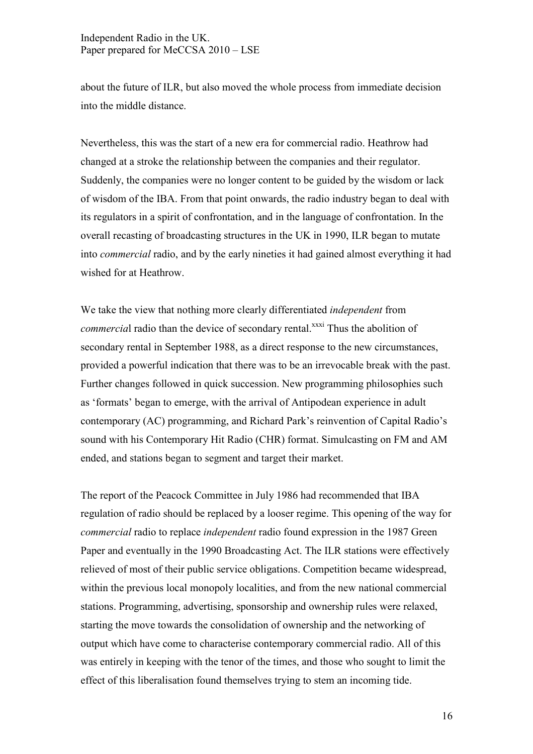about the future of ILR, but also moved the whole process from immediate decision into the middle distance.

Nevertheless, this was the start of a new era for commercial radio. Heathrow had changed at a stroke the relationship between the companies and their regulator. Suddenly, the companies were no longer content to be guided by the wisdom or lack of wisdom of the IBA. From that point onwards, the radio industry began to deal with its regulators in a spirit of confrontation, and in the language of confrontation. In the overall recasting of broadcasting structures in the UK in 1990, ILR began to mutate into *commercial* radio, and by the early nineties it had gained almost everything it had wished for at Heathrow.

We take the view that nothing more clearly differentiated *independent* from *commercia*l radio than the device of secondary rental.[xxxi] Thus the abolition of secondary rental in September 1988, as a direct response to the new circumstances, provided a powerful indication that there was to be an irrevocable break with the past. Further changes followed in quick succession. New programming philosophies such as 'formats' began to emerge, with the arrival of Antipodean experience in adult contemporary (AC) programming, and Richard Park's reinvention of Capital Radio's sound with his Contemporary Hit Radio (CHR) format. Simulcasting on FM and AM ended, and stations began to segment and target their market.

The report of the Peacock Committee in July 1986 had recommended that IBA regulation of radio should be replaced by a looser regime. This opening of the way for *commercial* radio to replace *independent* radio found expression in the 1987 Green Paper and eventually in the 1990 Broadcasting Act. The ILR stations were effectively relieved of most of their public service obligations. Competition became widespread, within the previous local monopoly localities, and from the new national commercial stations. Programming, advertising, sponsorship and ownership rules were relaxed, starting the move towards the consolidation of ownership and the networking of output which have come to characterise contemporary commercial radio. All of this was entirely in keeping with the tenor of the times, and those who sought to limit the effect of this liberalisation found themselves trying to stem an incoming tide.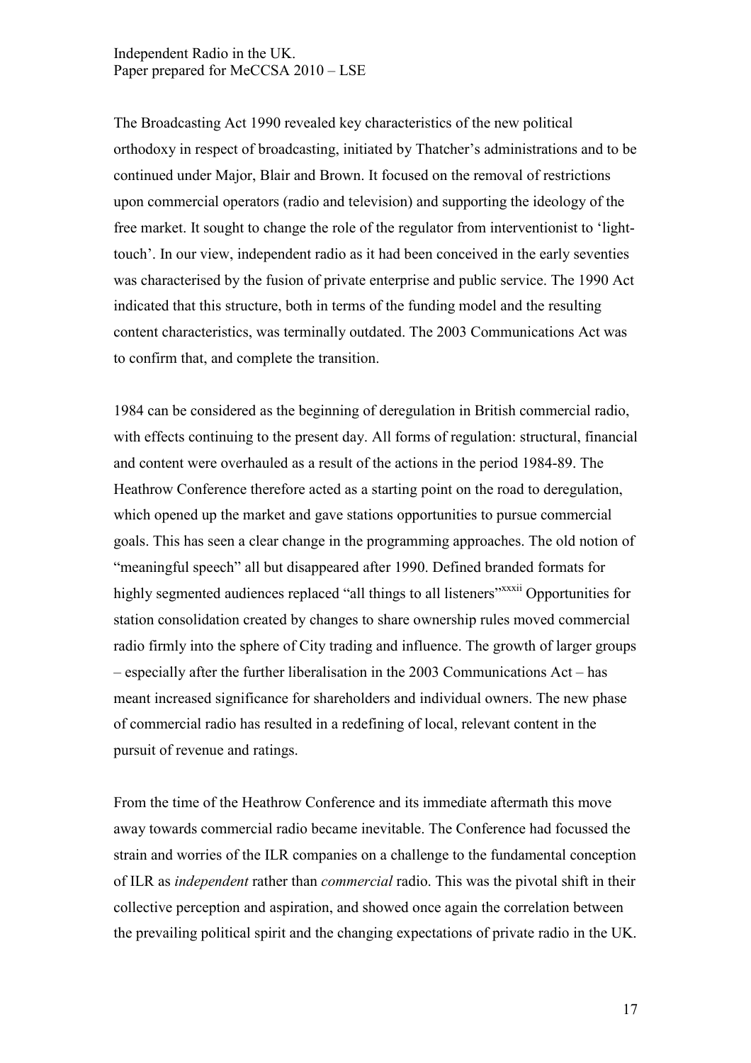The Broadcasting Act 1990 revealed key characteristics of the new political orthodoxy in respect of broadcasting, initiated by Thatcher's administrations and to be continued under Major, Blair and Brown. It focused on the removal of restrictions upon commercial operators (radio and television) and supporting the ideology of the free market. It sought to change the role of the regulator from interventionist to 'light-touch'. In our view, independent radio as it had been conceived in the early seventies was characterised by the fusion of private enterprise and public service. The 1990 Act indicated that this structure, both in terms of the funding model and the resulting content characteristics, was terminally outdated. The 2003 Communications Act was to confirm that, and complete the transition.

1984 can be considered as the beginning of deregulation in British commercial radio, with effects continuing to the present day. All forms of regulation: structural, financial and content were overhauled as a result of the actions in the period 1984-89. The Heathrow Conference therefore acted as a starting point on the road to deregulation, which opened up the market and gave stations opportunities to pursue commercial goals. This has seen a clear change in the programming approaches. The old notion of "meaningful speech" all but disappeared after 1990. Defined branded formats for highly segmented audiences replaced "all things to all listeners"[xxxii] Opportunities for station consolidation created by changes to share ownership rules moved commercial radio firmly into the sphere of City trading and influence. The growth of larger groups – especially after the further liberalisation in the 2003 Communications Act – has meant increased significance for shareholders and individual owners. The new phase of commercial radio has resulted in a redefining of local, relevant content in the pursuit of revenue and ratings.

From the time of the Heathrow Conference and its immediate aftermath this move away towards commercial radio became inevitable. The Conference had focussed the strain and worries of the ILR companies on a challenge to the fundamental conception of ILR as *independent* rather than *commercial* radio. This was the pivotal shift in their collective perception and aspiration, and showed once again the correlation between the prevailing political spirit and the changing expectations of private radio in the UK.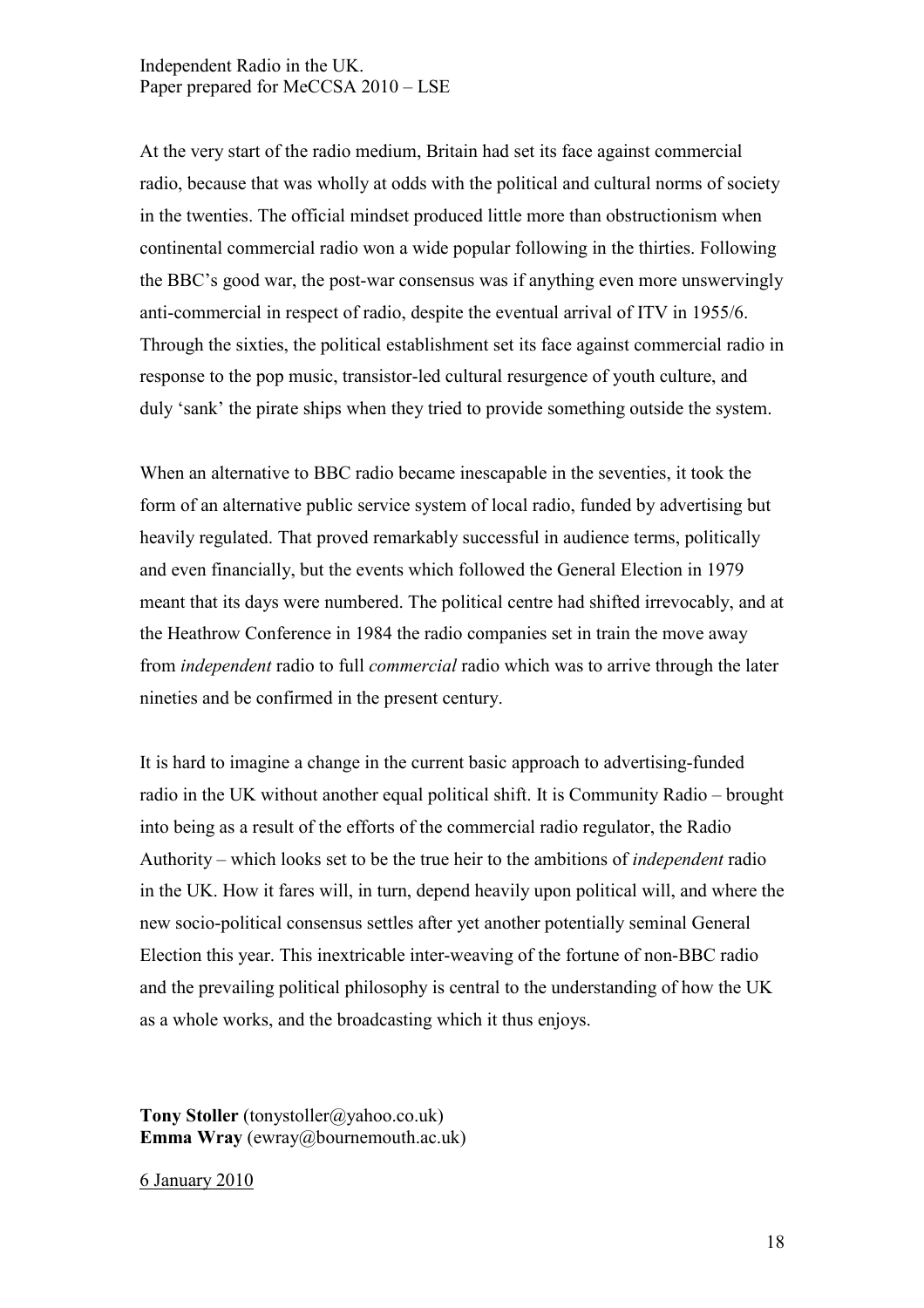At the very start of the radio medium, Britain had set its face against commercial radio, because that was wholly at odds with the political and cultural norms of society in the twenties. The official mindset produced little more than obstructionism when continental commercial radio won a wide popular following in the thirties. Following the BBC's good war, the post-war consensus was if anything even more unswervingly anti-commercial in respect of radio, despite the eventual arrival of ITV in 1955/6. Through the sixties, the political establishment set its face against commercial radio in response to the pop music, transistor-led cultural resurgence of youth culture, and duly 'sank' the pirate ships when they tried to provide something outside the system.

When an alternative to BBC radio became inescapable in the seventies, it took the form of an alternative public service system of local radio, funded by advertising but heavily regulated. That proved remarkably successful in audience terms, politically and even financially, but the events which followed the General Election in 1979 meant that its days were numbered. The political centre had shifted irrevocably, and at the Heathrow Conference in 1984 the radio companies set in train the move away from *independent* radio to full *commercial* radio which was to arrive through the later nineties and be confirmed in the present century.

It is hard to imagine a change in the current basic approach to advertising-funded radio in the UK without another equal political shift. It is Community Radio – brought into being as a result of the efforts of the commercial radio regulator, the Radio Authority – which looks set to be the true heir to the ambitions of *independent* radio in the UK. How it fares will, in turn, depend heavily upon political will, and where the new socio-political consensus settles after yet another potentially seminal General Election this year. This inextricable inter-weaving of the fortune of non-BBC radio and the prevailing political philosophy is central to the understanding of how the UK as a whole works, and the broadcasting which it thus enjoys.

**Tony Stoller** (tonystoller@yahoo.co.uk)
**Emma Wray** (ewray@bournemouth.ac.uk)

6 January 2010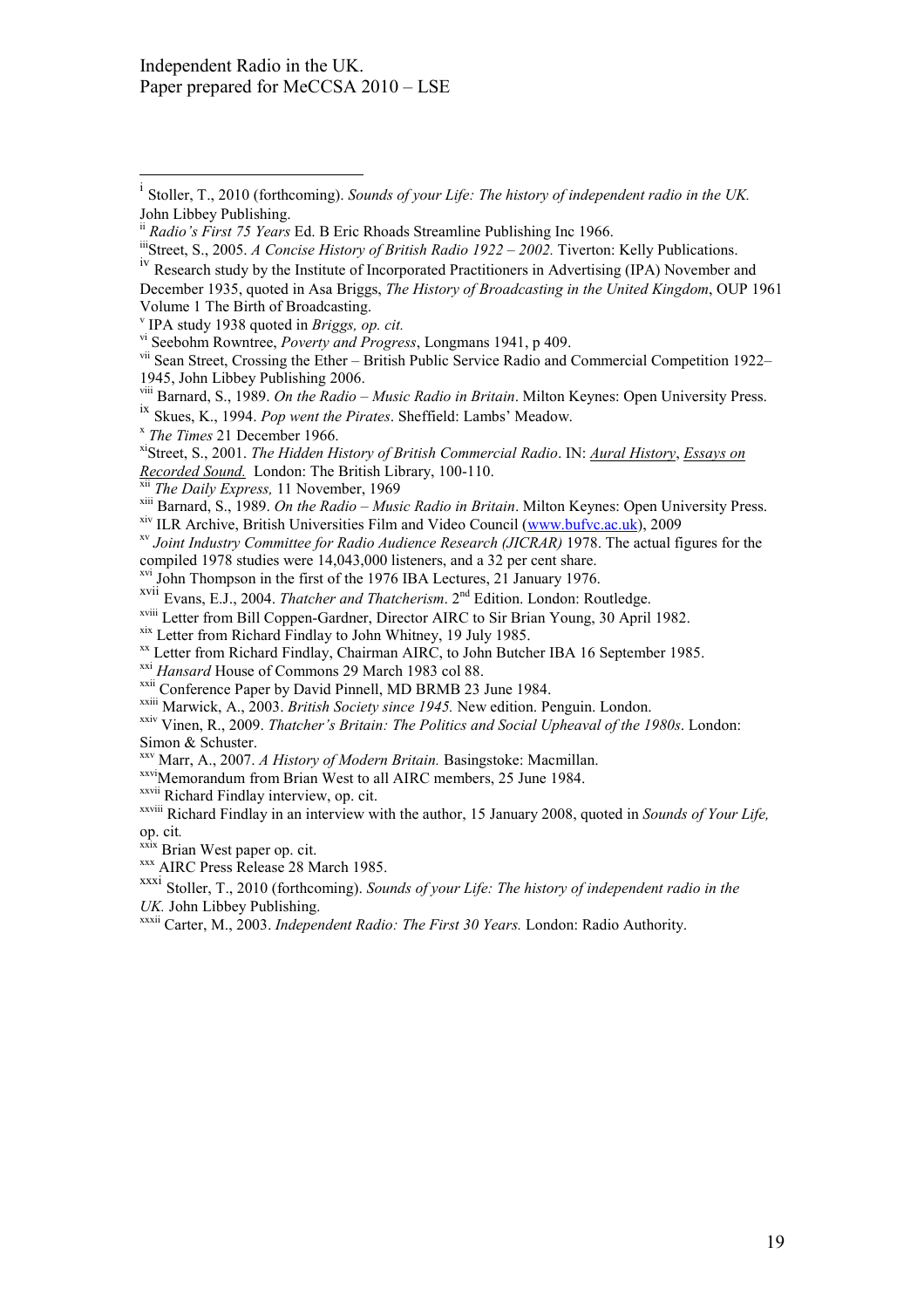[i] Stoller, T., 2010 (forthcoming). *Sounds of your Life: The history of independent radio in the UK.* John Libbey Publishing.

[ii] *Radio's First 75 Years* Ed. B Eric Rhoads Streamline Publishing Inc 1966.

[iii] Street, S., 2005. *A Concise History of British Radio 1922 – 2002.* Tiverton: Kelly Publications.

[iv] Research study by the Institute of Incorporated Practitioners in Advertising (IPA) November and December 1935, quoted in Asa Briggs, *The History of Broadcasting in the United Kingdom*, OUP 1961 Volume 1 The Birth of Broadcasting.

[v] IPA study 1938 quoted in *Briggs, op. cit.*

[vi] Seebohm Rowntree, *Poverty and Progress*, Longmans 1941, p 409.

[vii] Sean Street, Crossing the Ether – British Public Service Radio and Commercial Competition 1922–1945, John Libbey Publishing 2006.

[viii] Barnard, S., 1989. *On the Radio – Music Radio in Britain*. Milton Keynes: Open University Press.

[ix] Skues, K., 1994. *Pop went the Pirates*. Sheffield: Lambs' Meadow.

[x] *The Times* 21 December 1966.

[xi] Street, S., 2001. *The Hidden History of British Commercial Radio*. IN: Aural History, Essays on Recorded Sound. London: The British Library, 100-110.

[xii] *The Daily Express,* 11 November, 1969

[xiii] Barnard, S., 1989. *On the Radio – Music Radio in Britain*. Milton Keynes: Open University Press.

[xiv] ILR Archive, British Universities Film and Video Council (www.bufvc.ac.uk), 2009

[xv] *Joint Industry Committee for Radio Audience Research (JICRAR)* 1978. The actual figures for the compiled 1978 studies were 14,043,000 listeners, and a 32 per cent share.

[xvi] John Thompson in the first of the 1976 IBA Lectures, 21 January 1976.

[xvii] Evans, E.J., 2004. *Thatcher and Thatcherism*. 2nd Edition. London: Routledge.

[xviii] Letter from Bill Coppen-Gardner, Director AIRC to Sir Brian Young, 30 April 1982.

[xix] Letter from Richard Findlay to John Whitney, 19 July 1985.

[xx] Letter from Richard Findlay, Chairman AIRC, to John Butcher IBA 16 September 1985.

[xxi] *Hansard* House of Commons 29 March 1983 col 88.

[xxii] Conference Paper by David Pinnell, MD BRMB 23 June 1984.

[xxiii] Marwick, A., 2003. *British Society since 1945.* New edition. Penguin. London.

[xxiv] Vinen, R., 2009. *Thatcher's Britain: The Politics and Social Upheaval of the 1980s*. London: Simon & Schuster.

[xxv] Marr, A., 2007. *A History of Modern Britain.* Basingstoke: Macmillan.

[xxvi] Memorandum from Brian West to all AIRC members, 25 June 1984.

[xxvii] Richard Findlay interview, op. cit.

[xxviii] Richard Findlay in an interview with the author, 15 January 2008, quoted in *Sounds of Your Life,* op. cit.

[xxix] Brian West paper op. cit.

[xxx] AIRC Press Release 28 March 1985.

[xxxi] Stoller, T., 2010 (forthcoming). *Sounds of your Life: The history of independent radio in the UK.* John Libbey Publishing.

[xxxii] Carter, M., 2003. *Independent Radio: The First 30 Years.* London: Radio Authority.